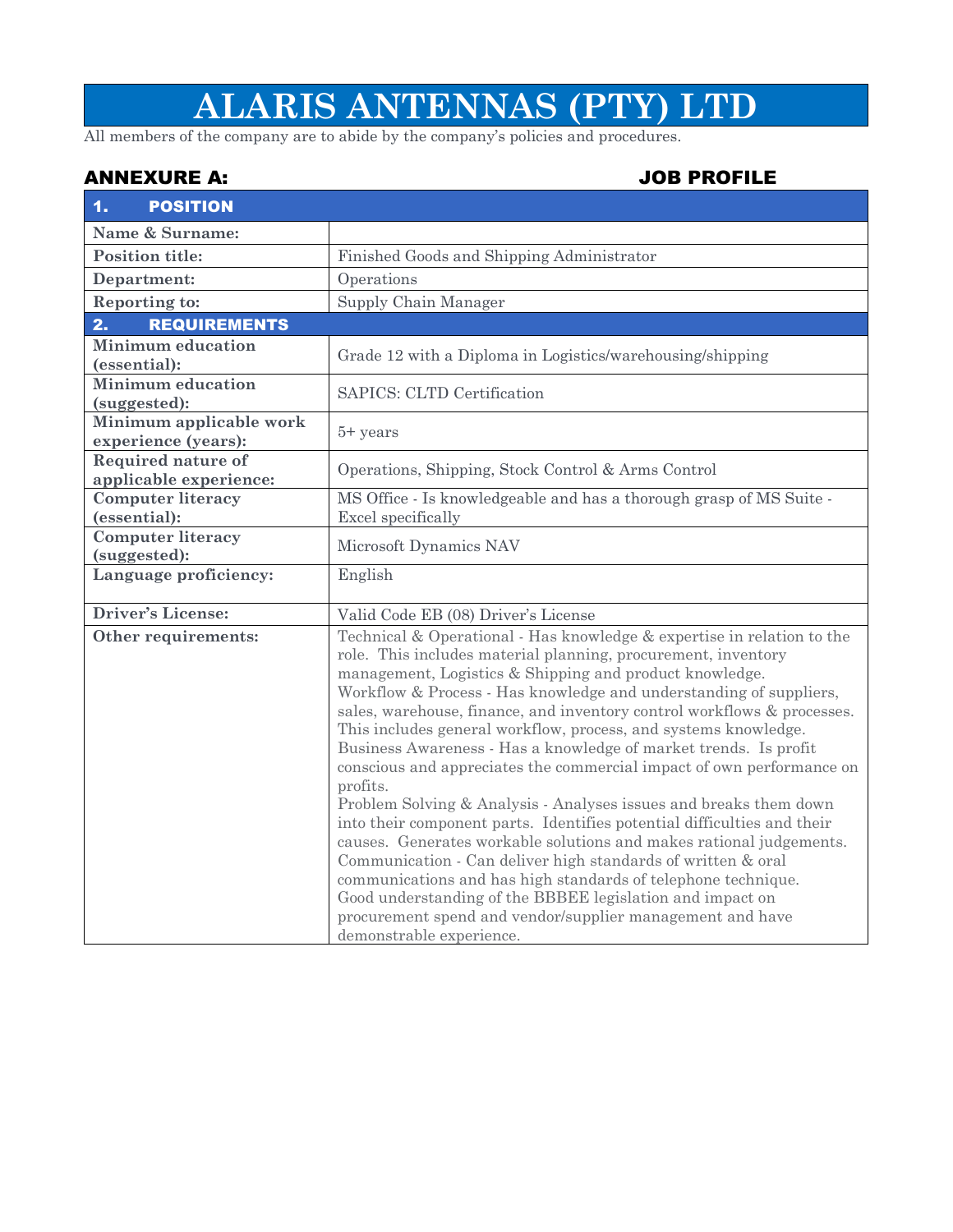# ALARIS ANTENNAS (PTY) LTD

All members of the company are to abide by the company's policies and procedures.

**ANNEXURE A:** **JOB PROFILE**

| **1. POSITION** | |
|---|---|
| **Name & Surname:** | |
| **Position title:** | Finished Goods and Shipping Administrator |
| **Department:** | Operations |
| **Reporting to:** | Supply Chain Manager |
| **2. REQUIREMENTS** | |
| **Minimum education (essential):** | Grade 12 with a Diploma in Logistics/warehousing/shipping |
| **Minimum education (suggested):** | SAPICS: CLTD Certification |
| **Minimum applicable work experience (years):** | 5+ years |
| **Required nature of applicable experience:** | Operations, Shipping, Stock Control & Arms Control |
| **Computer literacy (essential):** | MS Office - Is knowledgeable and has a thorough grasp of MS Suite - Excel specifically |
| **Computer literacy (suggested):** | Microsoft Dynamics NAV |
| **Language proficiency:** | English |
| **Driver's License:** | Valid Code EB (08) Driver's License |
| **Other requirements:** | Technical & Operational - Has knowledge & expertise in relation to the role. This includes material planning, procurement, inventory management, Logistics & Shipping and product knowledge.<br>Workflow & Process - Has knowledge and understanding of suppliers, sales, warehouse, finance, and inventory control workflows & processes. This includes general workflow, process, and systems knowledge.<br>Business Awareness - Has a knowledge of market trends. Is profit conscious and appreciates the commercial impact of own performance on profits.<br>Problem Solving & Analysis - Analyses issues and breaks them down into their component parts. Identifies potential difficulties and their causes. Generates workable solutions and makes rational judgements.<br>Communication - Can deliver high standards of written & oral communications and has high standards of telephone technique.<br>Good understanding of the BBBEE legislation and impact on procurement spend and vendor/supplier management and have demonstrable experience. |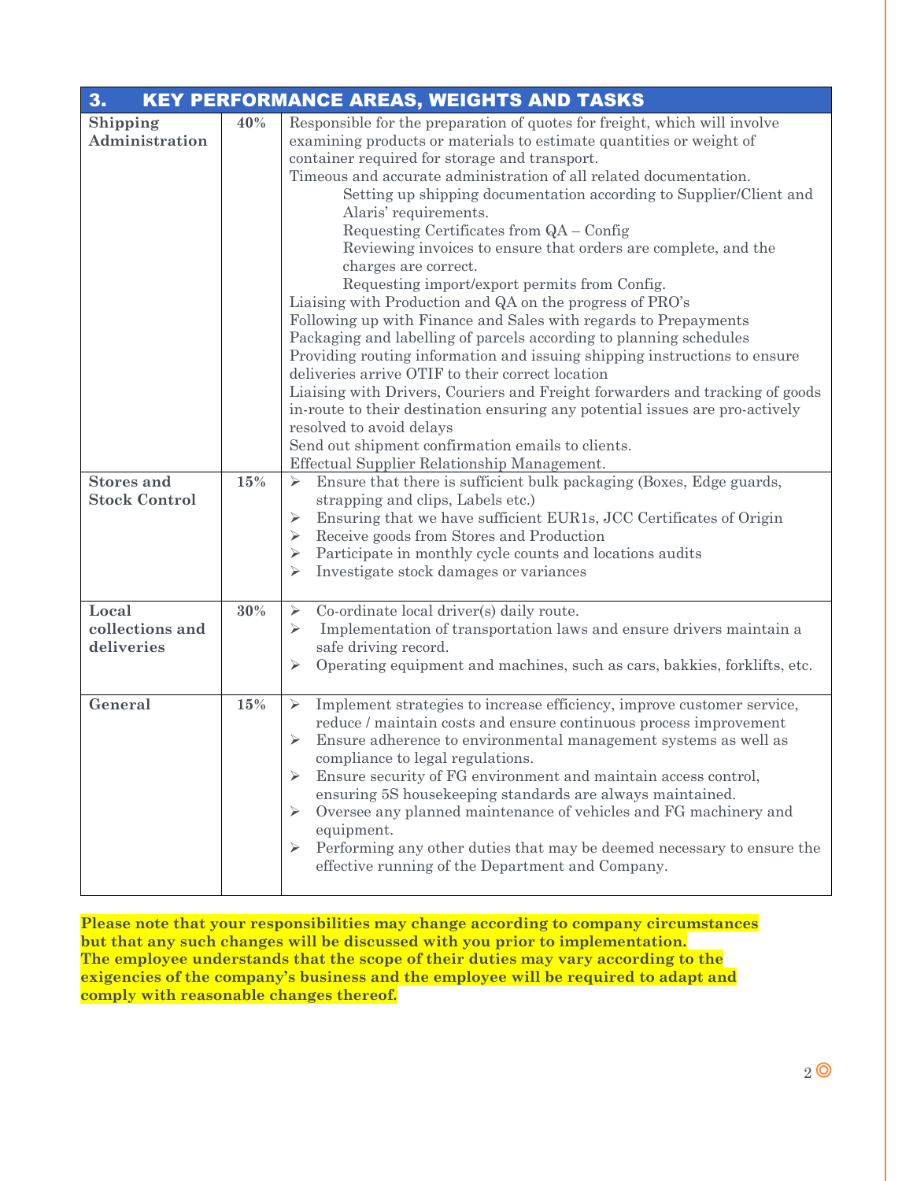## 3. KEY PERFORMANCE AREAS, WEIGHTS AND TASKS

| Key Performance Area | Weight | Tasks |
|---|---|---|
| **Shipping Administration** | **40%** | Responsible for the preparation of quotes for freight, which will involve examining products or materials to estimate quantities or weight of container required for storage and transport.<br>Timeous and accurate administration of all related documentation.<br>&nbsp;&nbsp;&nbsp;&nbsp;Setting up shipping documentation according to Supplier/Client and Alaris' requirements.<br>&nbsp;&nbsp;&nbsp;&nbsp;Requesting Certificates from QA – Config<br>&nbsp;&nbsp;&nbsp;&nbsp;Reviewing invoices to ensure that orders are complete, and the charges are correct.<br>&nbsp;&nbsp;&nbsp;&nbsp;Requesting import/export permits from Config.<br>Liaising with Production and QA on the progress of PRO's<br>Following up with Finance and Sales with regards to Prepayments<br>Packaging and labelling of parcels according to planning schedules<br>Providing routing information and issuing shipping instructions to ensure deliveries arrive OTIF to their correct location<br>Liaising with Drivers, Couriers and Freight forwarders and tracking of goods in-route to their destination ensuring any potential issues are pro-actively resolved to avoid delays<br>Send out shipment confirmation emails to clients.<br>Effectual Supplier Relationship Management. |
| **Stores and Stock Control** | **15%** | ➢ Ensure that there is sufficient bulk packaging (Boxes, Edge guards, strapping and clips, Labels etc.)<br>➢ Ensuring that we have sufficient EUR1s, JCC Certificates of Origin<br>➢ Receive goods from Stores and Production<br>➢ Participate in monthly cycle counts and locations audits<br>➢ Investigate stock damages or variances |
| **Local collections and deliveries** | **30%** | ➢ Co-ordinate local driver(s) daily route.<br>➢ Implementation of transportation laws and ensure drivers maintain a safe driving record.<br>➢ Operating equipment and machines, such as cars, bakkies, forklifts, etc. |
| **General** | **15%** | ➢ Implement strategies to increase efficiency, improve customer service, reduce / maintain costs and ensure continuous process improvement<br>➢ Ensure adherence to environmental management systems as well as compliance to legal regulations.<br>➢ Ensure security of FG environment and maintain access control, ensuring 5S housekeeping standards are always maintained.<br>➢ Oversee any planned maintenance of vehicles and FG machinery and equipment.<br>➢ Performing any other duties that may be deemed necessary to ensure the effective running of the Department and Company. |

**Please note that your responsibilities may change according to company circumstances but that any such changes will be discussed with you prior to implementation.**
**The employee understands that the scope of their duties may vary according to the exigencies of the company's business and the employee will be required to adapt and comply with reasonable changes thereof.**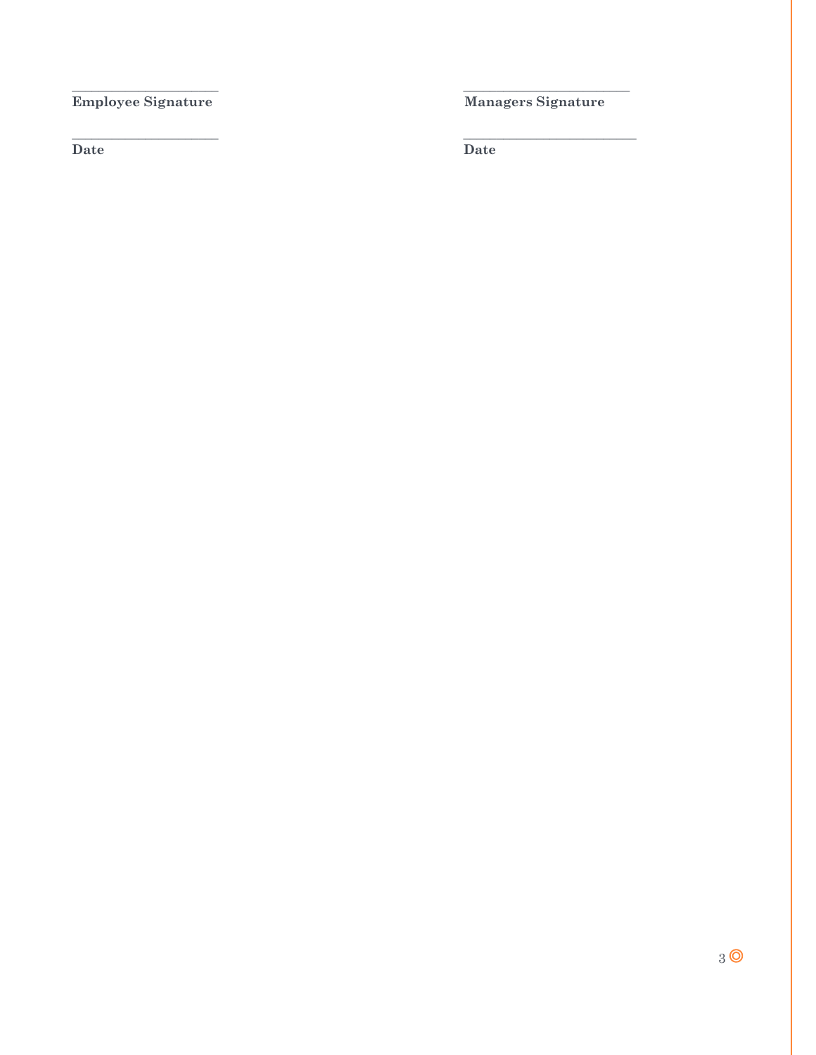_____________________ 
**Employee Signature**

_____________________ 
**Date**

________________________ 
**Managers Signature**

_________________________ 
**Date**